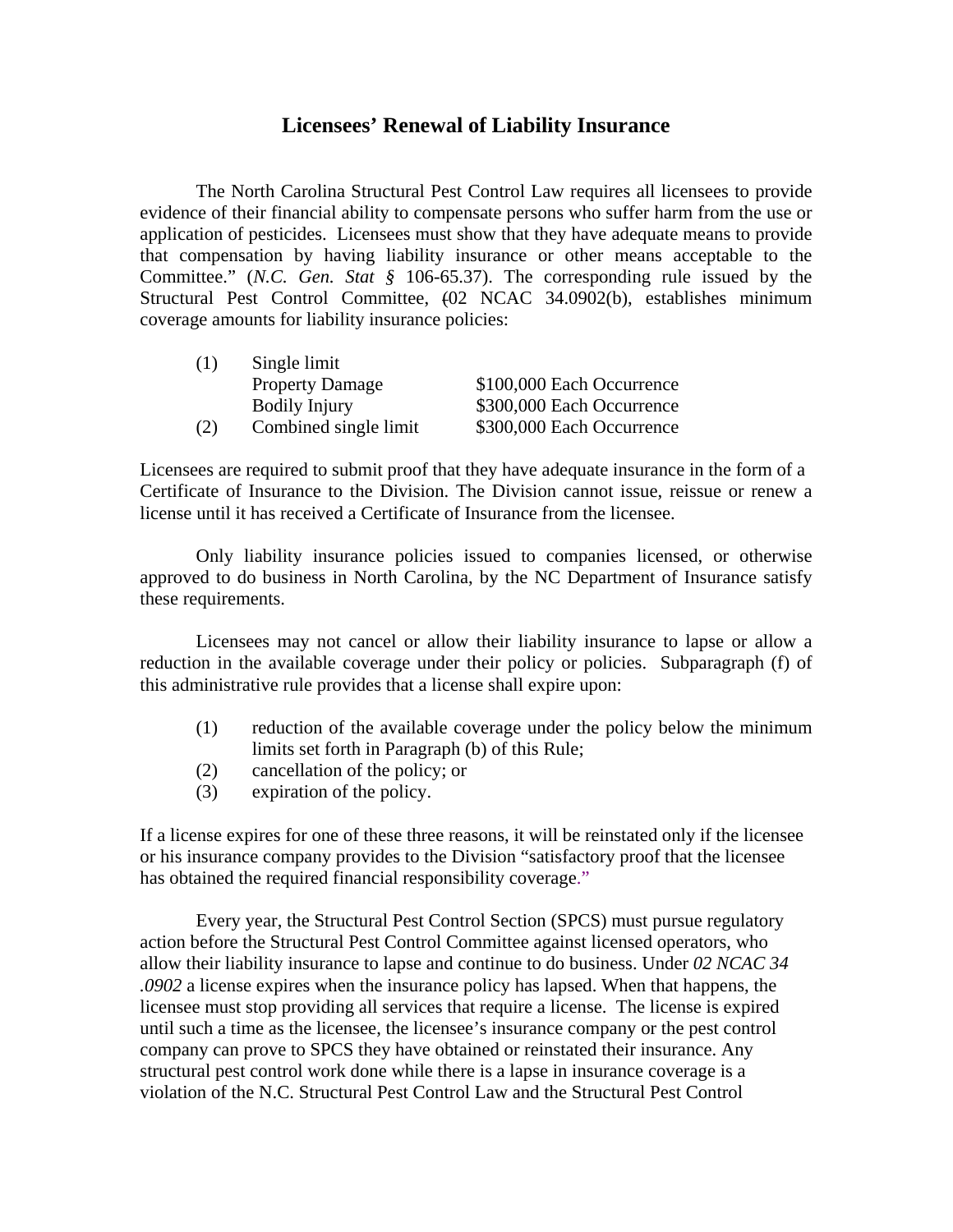# Licensees' Renewal of Liability Insurance

The North Carolina Structural Pest Control Law requires all licensees to provide evidence of their financial ability to compensate persons who suffer harm from the use or application of pesticides. Licensees must show that they have adequate means to provide that compensation by having liability insurance or other means acceptable to the Committee." (*N.C. Gen. Stat §* 106-65.37). The corresponding rule issued by the Structural Pest Control Committee, (02 NCAC 34.0902(b), establishes minimum coverage amounts for liability insurance policies:

| | | |
|---|---|---|
| (1) | Single limit | |
| | Property Damage | $100,000 Each Occurrence |
| | Bodily Injury | $300,000 Each Occurrence |
| (2) | Combined single limit | $300,000 Each Occurrence |

Licensees are required to submit proof that they have adequate insurance in the form of a Certificate of Insurance to the Division. The Division cannot issue, reissue or renew a license until it has received a Certificate of Insurance from the licensee.

Only liability insurance policies issued to companies licensed, or otherwise approved to do business in North Carolina, by the NC Department of Insurance satisfy these requirements.

Licensees may not cancel or allow their liability insurance to lapse or allow a reduction in the available coverage under their policy or policies. Subparagraph (f) of this administrative rule provides that a license shall expire upon:

(1) reduction of the available coverage under the policy below the minimum limits set forth in Paragraph (b) of this Rule;
(2) cancellation of the policy; or
(3) expiration of the policy.

If a license expires for one of these three reasons, it will be reinstated only if the licensee or his insurance company provides to the Division "satisfactory proof that the licensee has obtained the required financial responsibility coverage."

Every year, the Structural Pest Control Section (SPCS) must pursue regulatory action before the Structural Pest Control Committee against licensed operators, who allow their liability insurance to lapse and continue to do business. Under *02 NCAC 34 .0902* a license expires when the insurance policy has lapsed. When that happens, the licensee must stop providing all services that require a license. The license is expired until such a time as the licensee, the licensee's insurance company or the pest control company can prove to SPCS they have obtained or reinstated their insurance. Any structural pest control work done while there is a lapse in insurance coverage is a violation of the N.C. Structural Pest Control Law and the Structural Pest Control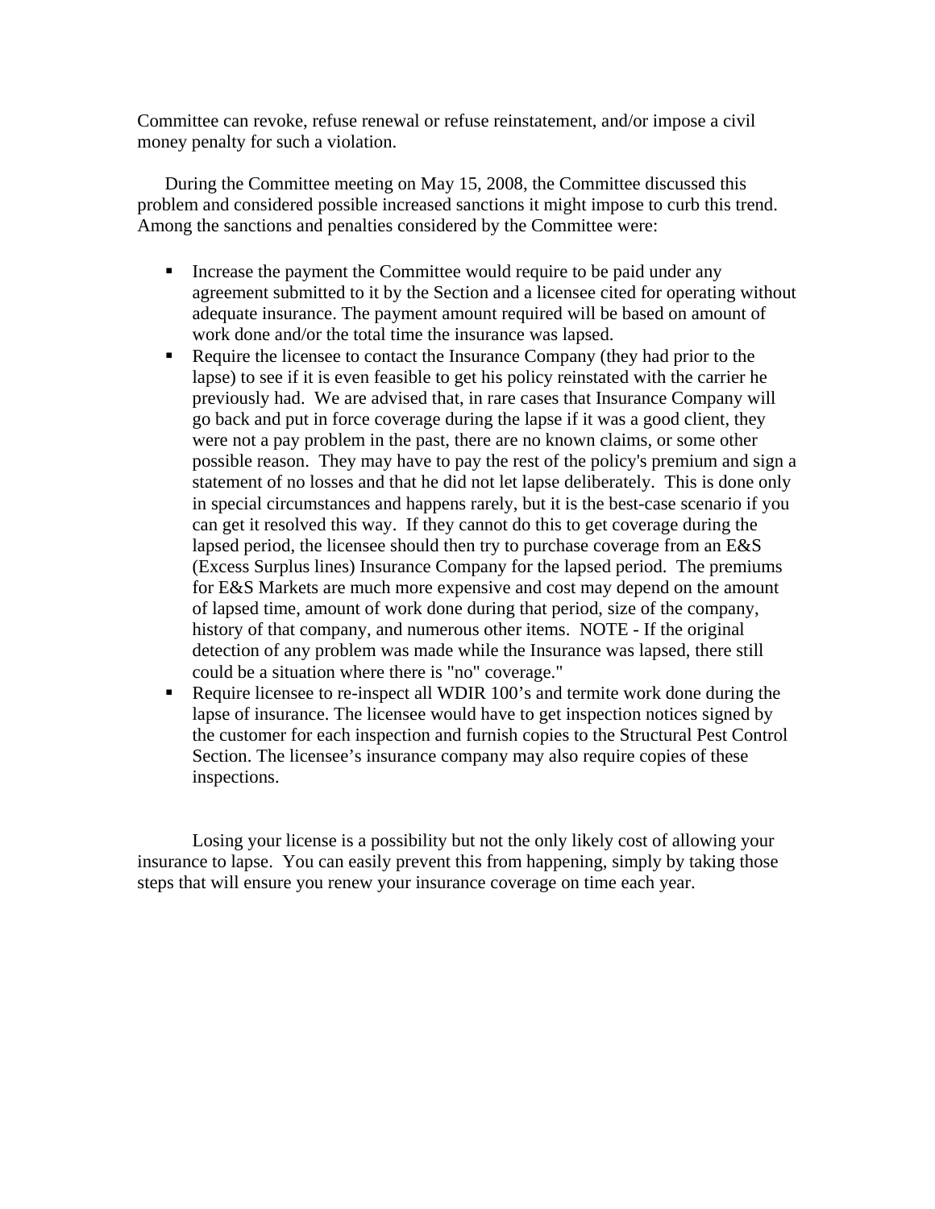Committee can revoke, refuse renewal or refuse reinstatement, and/or impose a civil money penalty for such a violation.

During the Committee meeting on May 15, 2008, the Committee discussed this problem and considered possible increased sanctions it might impose to curb this trend. Among the sanctions and penalties considered by the Committee were:

- Increase the payment the Committee would require to be paid under any agreement submitted to it by the Section and a licensee cited for operating without adequate insurance. The payment amount required will be based on amount of work done and/or the total time the insurance was lapsed.
- Require the licensee to contact the Insurance Company (they had prior to the lapse) to see if it is even feasible to get his policy reinstated with the carrier he previously had. We are advised that, in rare cases that Insurance Company will go back and put in force coverage during the lapse if it was a good client, they were not a pay problem in the past, there are no known claims, or some other possible reason. They may have to pay the rest of the policy's premium and sign a statement of no losses and that he did not let lapse deliberately. This is done only in special circumstances and happens rarely, but it is the best-case scenario if you can get it resolved this way. If they cannot do this to get coverage during the lapsed period, the licensee should then try to purchase coverage from an E&S (Excess Surplus lines) Insurance Company for the lapsed period. The premiums for E&S Markets are much more expensive and cost may depend on the amount of lapsed time, amount of work done during that period, size of the company, history of that company, and numerous other items. NOTE - If the original detection of any problem was made while the Insurance was lapsed, there still could be a situation where there is "no" coverage."
- Require licensee to re-inspect all WDIR 100's and termite work done during the lapse of insurance. The licensee would have to get inspection notices signed by the customer for each inspection and furnish copies to the Structural Pest Control Section. The licensee's insurance company may also require copies of these inspections.

Losing your license is a possibility but not the only likely cost of allowing your insurance to lapse. You can easily prevent this from happening, simply by taking those steps that will ensure you renew your insurance coverage on time each year.